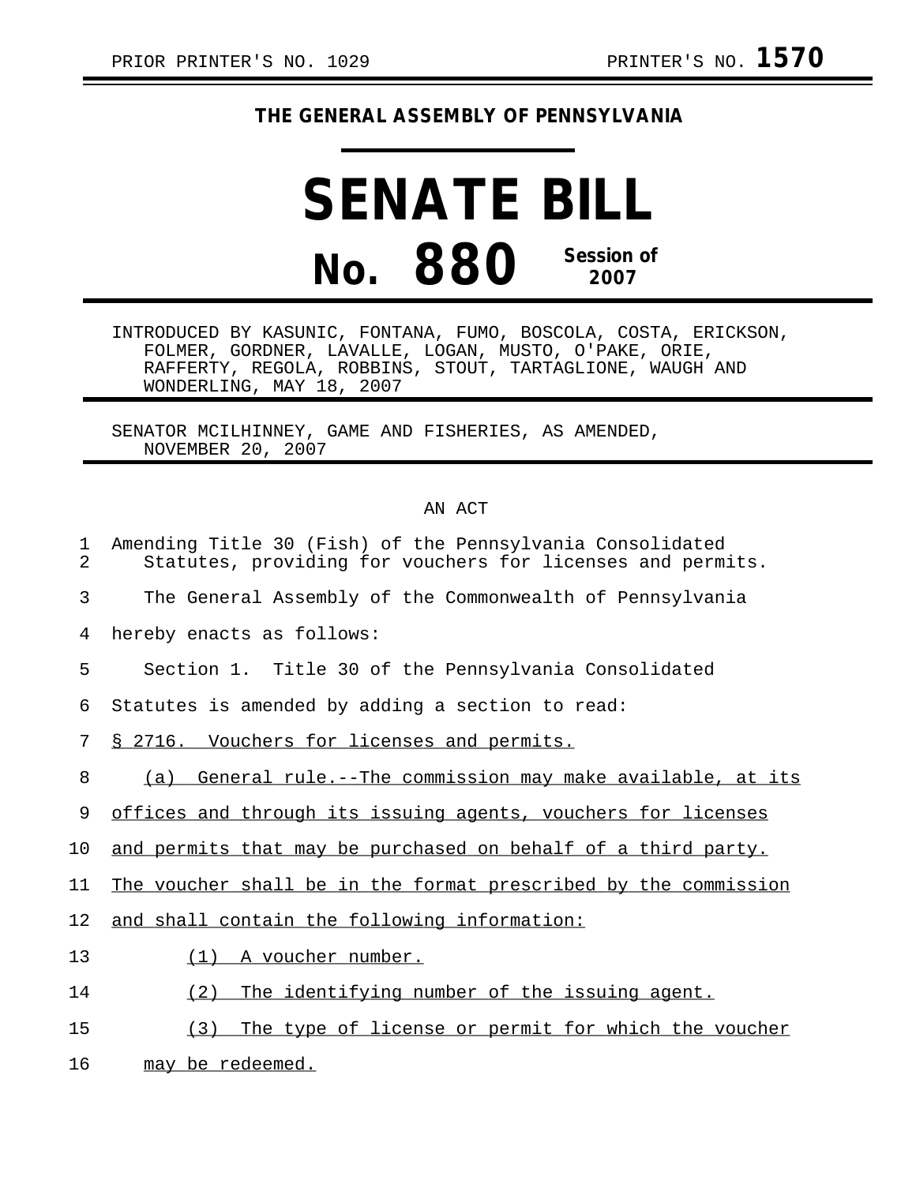PRIOR PRINTER'S NO. 1029 PRINTER'S NO. **1570**

**THE GENERAL ASSEMBLY OF PENNSYLVANIA**

# SENATE BILL

# No. 880

**Session of 2007**

INTRODUCED BY KASUNIC, FONTANA, FUMO, BOSCOLA, COSTA, ERICKSON, FOLMER, GORDNER, LAVALLE, LOGAN, MUSTO, O'PAKE, ORIE, RAFFERTY, REGOLA, ROBBINS, STOUT, TARTAGLIONE, WAUGH AND WONDERLING, MAY 18, 2007

SENATOR MCILHINNEY, GAME AND FISHERIES, AS AMENDED, NOVEMBER 20, 2007

AN ACT

Amending Title 30 (Fish) of the Pennsylvania Consolidated Statutes, providing for vouchers for licenses and permits.

The General Assembly of the Commonwealth of Pennsylvania hereby enacts as follows:

Section 1. Title 30 of the Pennsylvania Consolidated Statutes is amended by adding a section to read:

§ 2716. Vouchers for licenses and permits.

(a) General rule.--The commission may make available, at its offices and through its issuing agents, vouchers for licenses and permits that may be purchased on behalf of a third party. The voucher shall be in the format prescribed by the commission and shall contain the following information:

(1) A voucher number.

(2) The identifying number of the issuing agent.

(3) The type of license or permit for which the voucher may be redeemed.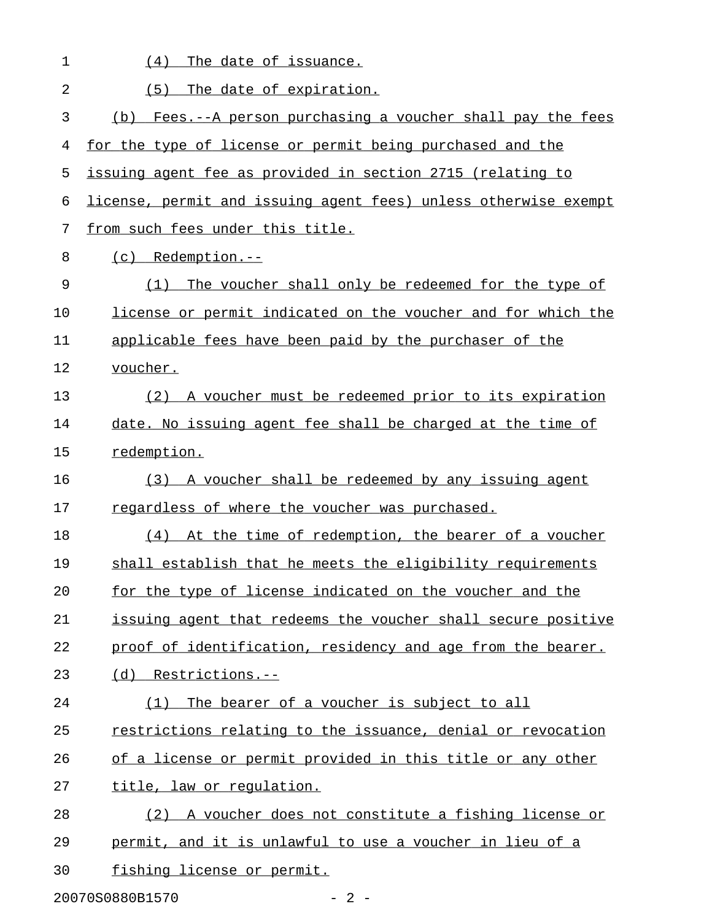(4) The date of issuance.

(5) The date of expiration.

(b) Fees.--A person purchasing a voucher shall pay the fees for the type of license or permit being purchased and the issuing agent fee as provided in section 2715 (relating to license, permit and issuing agent fees) unless otherwise exempt from such fees under this title.

(c) Redemption.--

(1) The voucher shall only be redeemed for the type of license or permit indicated on the voucher and for which the applicable fees have been paid by the purchaser of the voucher.

(2) A voucher must be redeemed prior to its expiration date. No issuing agent fee shall be charged at the time of redemption.

(3) A voucher shall be redeemed by any issuing agent regardless of where the voucher was purchased.

(4) At the time of redemption, the bearer of a voucher shall establish that he meets the eligibility requirements for the type of license indicated on the voucher and the issuing agent that redeems the voucher shall secure positive proof of identification, residency and age from the bearer.

(d) Restrictions.--

(1) The bearer of a voucher is subject to all restrictions relating to the issuance, denial or revocation of a license or permit provided in this title or any other title, law or regulation.

(2) A voucher does not constitute a fishing license or permit, and it is unlawful to use a voucher in lieu of a fishing license or permit.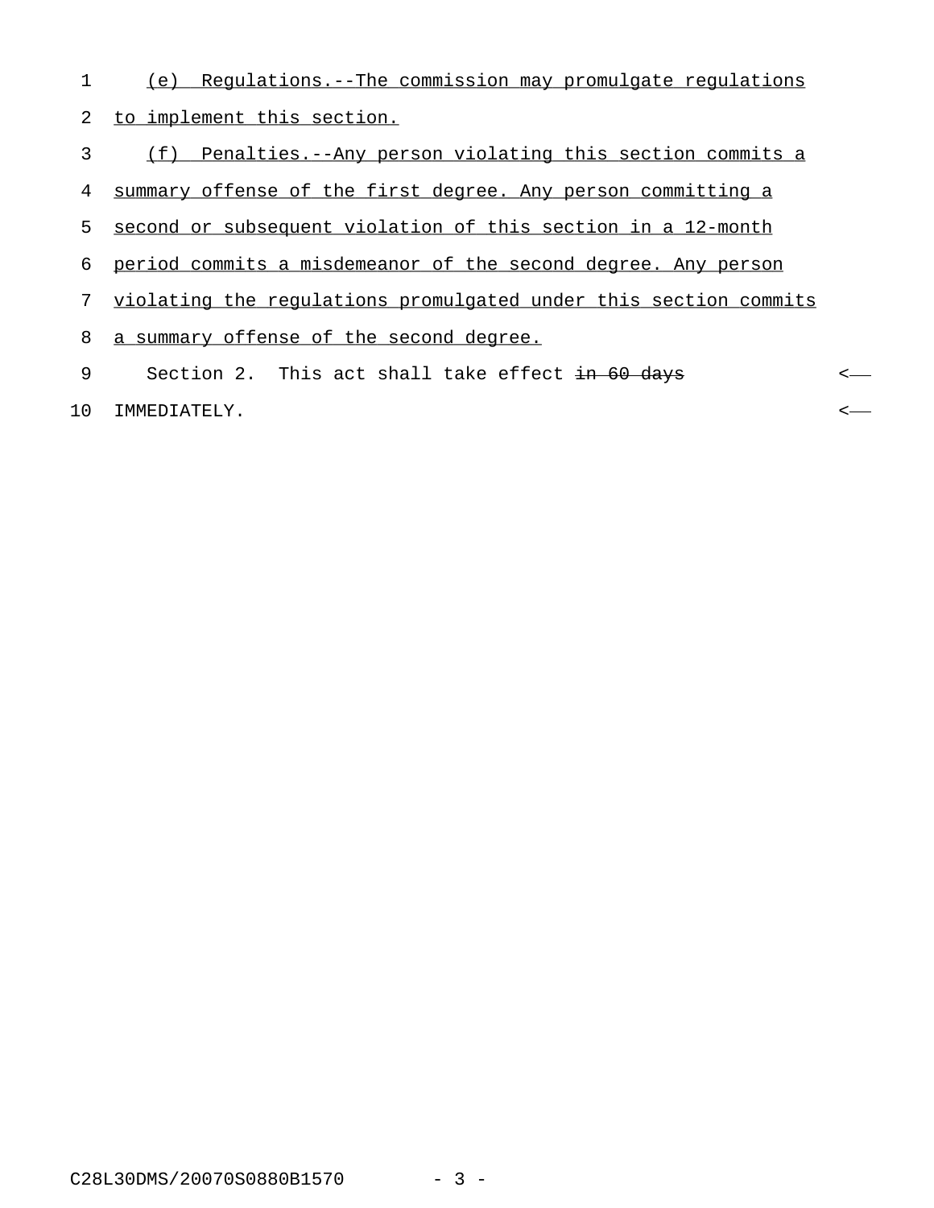(e) Regulations.--The commission may promulgate regulations to implement this section.

(f) Penalties.--Any person violating this section commits a summary offense of the first degree. Any person committing a second or subsequent violation of this section in a 12-month period commits a misdemeanor of the second degree. Any person violating the regulations promulgated under this section commits a summary offense of the second degree.

Section 2. This act shall take effect ~~in 60 days~~ IMMEDIATELY.